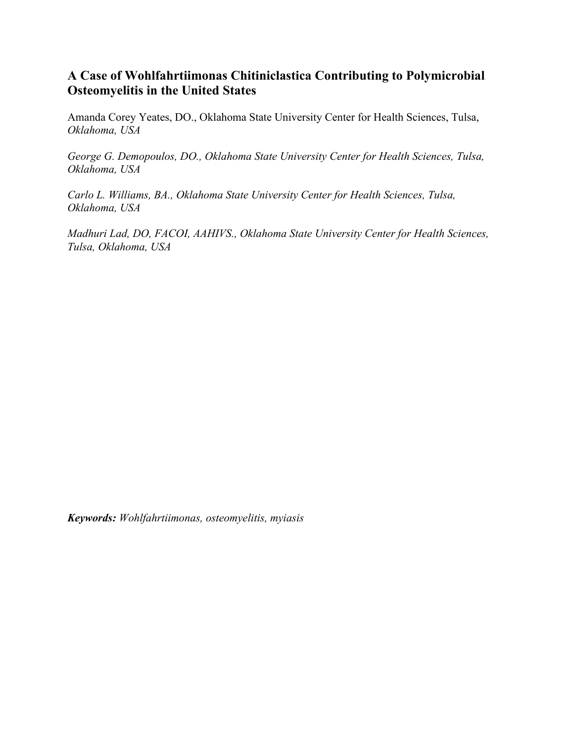## A Case of Wohlfahrtiimonas Chitiniclastica Contributing to Polymicrobial Osteomyelitis in the United States

Amanda Corey Yeates, DO., Oklahoma State University Center for Health Sciences, Tulsa, *Oklahoma, USA*

*George G. Demopoulos, DO., Oklahoma State University Center for Health Sciences, Tulsa, Oklahoma, USA*

*Carlo L. Williams, BA., Oklahoma State University Center for Health Sciences, Tulsa, Oklahoma, USA*

*Madhuri Lad, DO, FACOI, AAHIVS., Oklahoma State University Center for Health Sciences, Tulsa, Oklahoma, USA*

***Keywords:*** *Wohlfahrtiimonas, osteomyelitis, myiasis*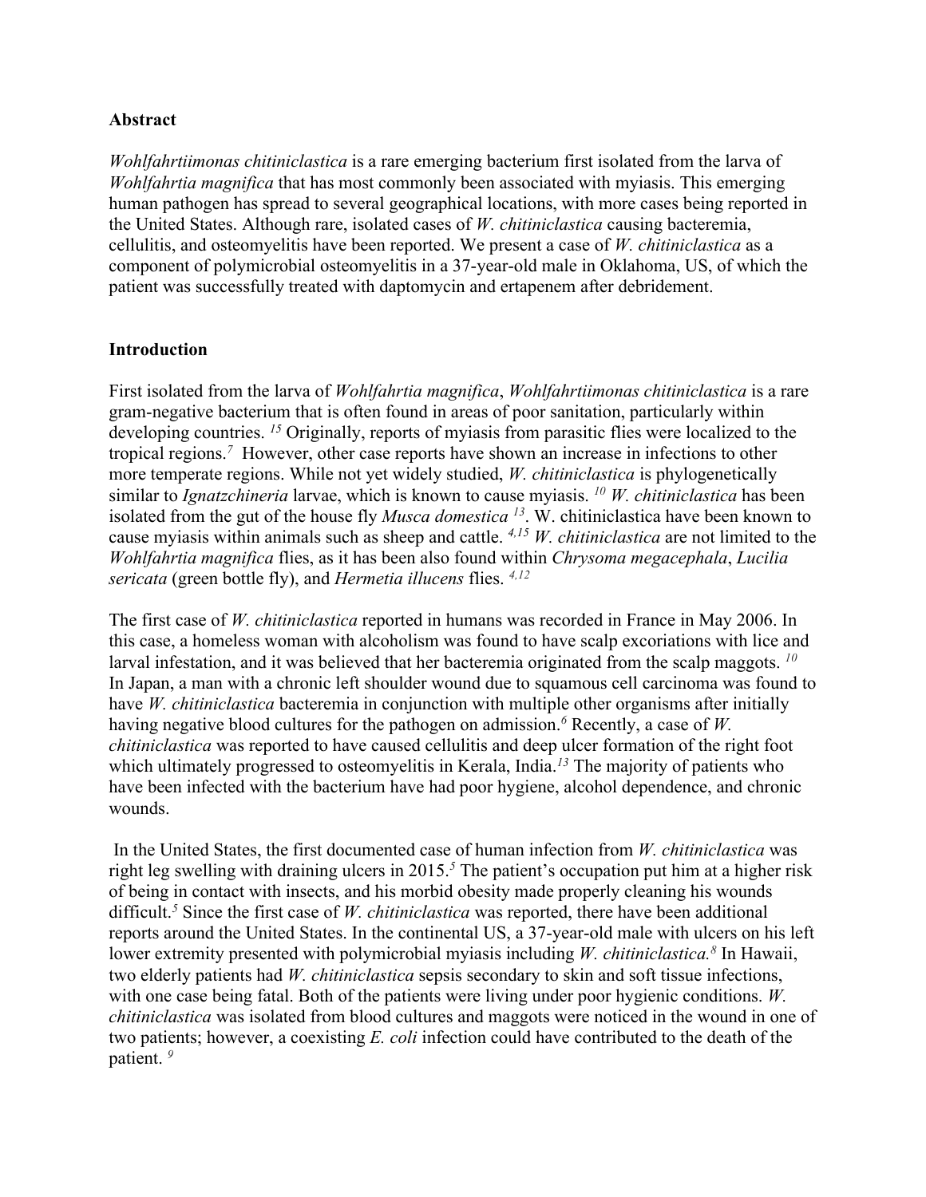## Abstract

*Wohlfahrtiimonas chitiniclastica* is a rare emerging bacterium first isolated from the larva of *Wohlfahrtia magnifica* that has most commonly been associated with myiasis. This emerging human pathogen has spread to several geographical locations, with more cases being reported in the United States. Although rare, isolated cases of *W. chitiniclastica* causing bacteremia, cellulitis, and osteomyelitis have been reported. We present a case of *W. chitiniclastica* as a component of polymicrobial osteomyelitis in a 37-year-old male in Oklahoma, US, of which the patient was successfully treated with daptomycin and ertapenem after debridement.

## Introduction

First isolated from the larva of *Wohlfahrtia magnifica*, *Wohlfahrtiimonas chitiniclastica* is a rare gram-negative bacterium that is often found in areas of poor sanitation, particularly within developing countries. [15] Originally, reports of myiasis from parasitic flies were localized to the tropical regions.[7] However, other case reports have shown an increase in infections to other more temperate regions. While not yet widely studied, *W. chitiniclastica* is phylogenetically similar to *Ignatzchineria* larvae, which is known to cause myiasis. [10] *W. chitiniclastica* has been isolated from the gut of the house fly *Musca domestica* [13]. W. chitiniclastica have been known to cause myiasis within animals such as sheep and cattle. [4,15] *W. chitiniclastica* are not limited to the *Wohlfahrtia magnifica* flies, as it has been also found within *Chrysoma megacephala*, *Lucilia sericata* (green bottle fly), and *Hermetia illucens* flies. [4,12]

The first case of *W. chitiniclastica* reported in humans was recorded in France in May 2006. In this case, a homeless woman with alcoholism was found to have scalp excoriations with lice and larval infestation, and it was believed that her bacteremia originated from the scalp maggots. [10] In Japan, a man with a chronic left shoulder wound due to squamous cell carcinoma was found to have *W. chitiniclastica* bacteremia in conjunction with multiple other organisms after initially having negative blood cultures for the pathogen on admission.[6] Recently, a case of *W. chitiniclastica* was reported to have caused cellulitis and deep ulcer formation of the right foot which ultimately progressed to osteomyelitis in Kerala, India.[13] The majority of patients who have been infected with the bacterium have had poor hygiene, alcohol dependence, and chronic wounds.

In the United States, the first documented case of human infection from *W. chitiniclastica* was right leg swelling with draining ulcers in 2015.[5] The patient's occupation put him at a higher risk of being in contact with insects, and his morbid obesity made properly cleaning his wounds difficult.[5] Since the first case of *W. chitiniclastica* was reported, there have been additional reports around the United States. In the continental US, a 37-year-old male with ulcers on his left lower extremity presented with polymicrobial myiasis including *W. chitiniclastica.*[8] In Hawaii, two elderly patients had *W. chitiniclastica* sepsis secondary to skin and soft tissue infections, with one case being fatal. Both of the patients were living under poor hygienic conditions. *W. chitiniclastica* was isolated from blood cultures and maggots were noticed in the wound in one of two patients; however, a coexisting *E. coli* infection could have contributed to the death of the patient. [9]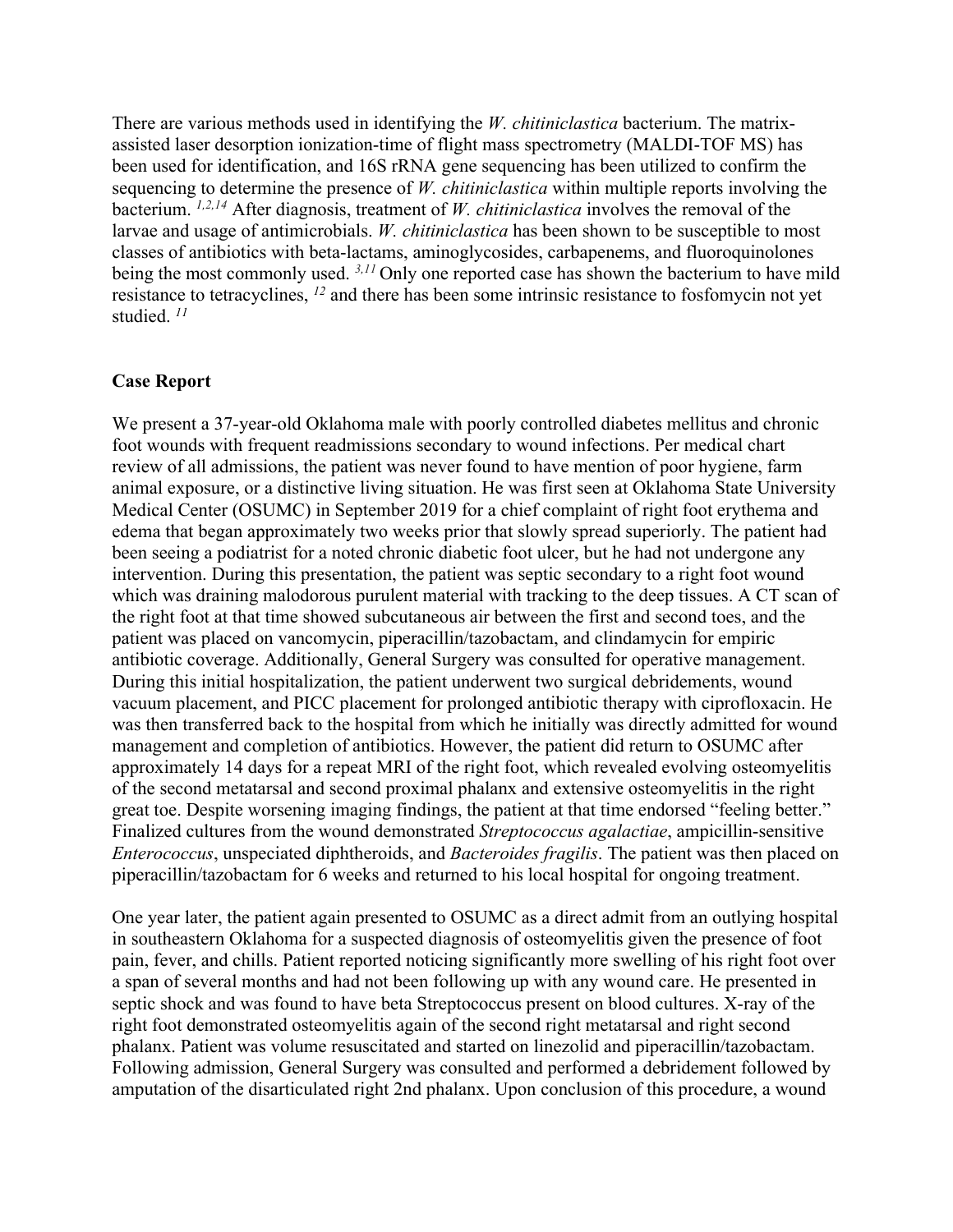There are various methods used in identifying the *W. chitiniclastica* bacterium. The matrix-assisted laser desorption ionization-time of flight mass spectrometry (MALDI-TOF MS) has been used for identification, and 16S rRNA gene sequencing has been utilized to confirm the sequencing to determine the presence of *W. chitiniclastica* within multiple reports involving the bacterium. [1,2,14] After diagnosis, treatment of *W. chitiniclastica* involves the removal of the larvae and usage of antimicrobials. *W. chitiniclastica* has been shown to be susceptible to most classes of antibiotics with beta-lactams, aminoglycosides, carbapenems, and fluoroquinolones being the most commonly used. [3,11] Only one reported case has shown the bacterium to have mild resistance to tetracyclines, [12] and there has been some intrinsic resistance to fosfomycin not yet studied. [11]

## Case Report

We present a 37-year-old Oklahoma male with poorly controlled diabetes mellitus and chronic foot wounds with frequent readmissions secondary to wound infections. Per medical chart review of all admissions, the patient was never found to have mention of poor hygiene, farm animal exposure, or a distinctive living situation. He was first seen at Oklahoma State University Medical Center (OSUMC) in September 2019 for a chief complaint of right foot erythema and edema that began approximately two weeks prior that slowly spread superiorly. The patient had been seeing a podiatrist for a noted chronic diabetic foot ulcer, but he had not undergone any intervention. During this presentation, the patient was septic secondary to a right foot wound which was draining malodorous purulent material with tracking to the deep tissues. A CT scan of the right foot at that time showed subcutaneous air between the first and second toes, and the patient was placed on vancomycin, piperacillin/tazobactam, and clindamycin for empiric antibiotic coverage. Additionally, General Surgery was consulted for operative management. During this initial hospitalization, the patient underwent two surgical debridements, wound vacuum placement, and PICC placement for prolonged antibiotic therapy with ciprofloxacin. He was then transferred back to the hospital from which he initially was directly admitted for wound management and completion of antibiotics. However, the patient did return to OSUMC after approximately 14 days for a repeat MRI of the right foot, which revealed evolving osteomyelitis of the second metatarsal and second proximal phalanx and extensive osteomyelitis in the right great toe. Despite worsening imaging findings, the patient at that time endorsed "feeling better." Finalized cultures from the wound demonstrated *Streptococcus agalactiae*, ampicillin-sensitive *Enterococcus*, unspeciated diphtheroids, and *Bacteroides fragilis*. The patient was then placed on piperacillin/tazobactam for 6 weeks and returned to his local hospital for ongoing treatment.

One year later, the patient again presented to OSUMC as a direct admit from an outlying hospital in southeastern Oklahoma for a suspected diagnosis of osteomyelitis given the presence of foot pain, fever, and chills. Patient reported noticing significantly more swelling of his right foot over a span of several months and had not been following up with any wound care. He presented in septic shock and was found to have beta Streptococcus present on blood cultures. X-ray of the right foot demonstrated osteomyelitis again of the second right metatarsal and right second phalanx. Patient was volume resuscitated and started on linezolid and piperacillin/tazobactam. Following admission, General Surgery was consulted and performed a debridement followed by amputation of the disarticulated right 2nd phalanx. Upon conclusion of this procedure, a wound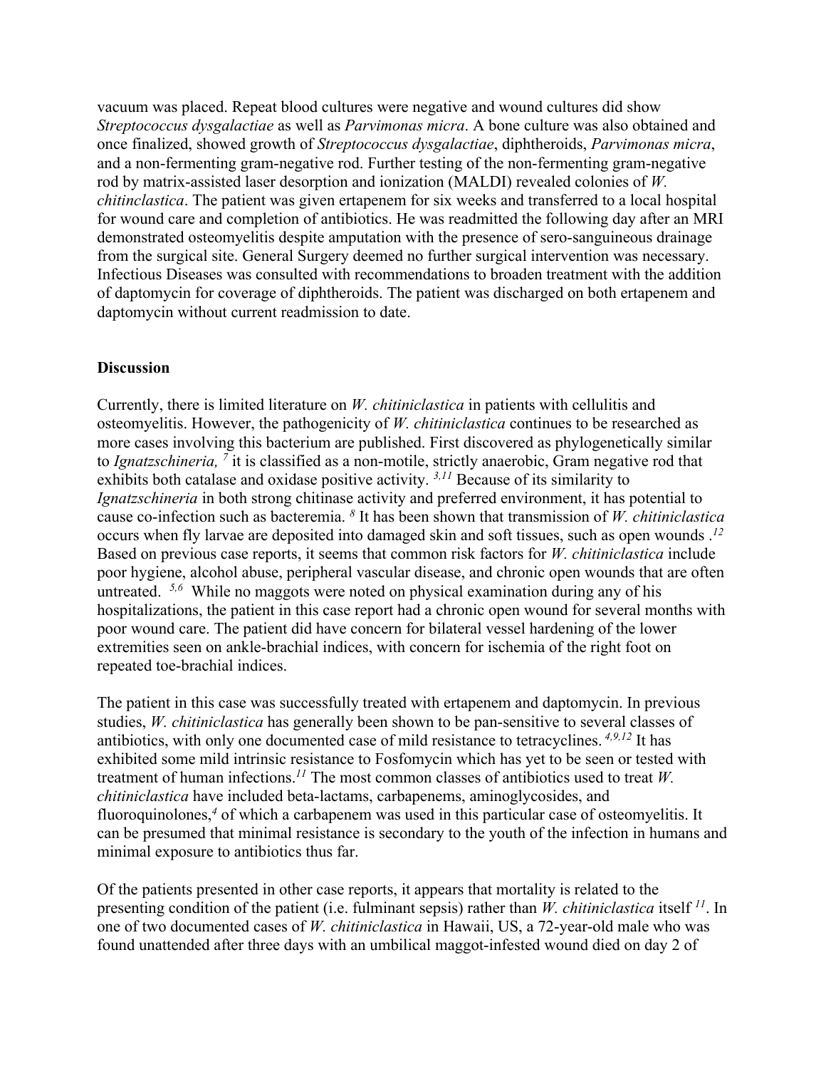vacuum was placed. Repeat blood cultures were negative and wound cultures did show *Streptococcus dysgalactiae* as well as *Parvimonas micra*. A bone culture was also obtained and once finalized, showed growth of *Streptococcus dysgalactiae*, diphtheroids, *Parvimonas micra*, and a non-fermenting gram-negative rod. Further testing of the non-fermenting gram-negative rod by matrix-assisted laser desorption and ionization (MALDI) revealed colonies of *W. chitinclastica*. The patient was given ertapenem for six weeks and transferred to a local hospital for wound care and completion of antibiotics. He was readmitted the following day after an MRI demonstrated osteomyelitis despite amputation with the presence of sero-sanguineous drainage from the surgical site. General Surgery deemed no further surgical intervention was necessary. Infectious Diseases was consulted with recommendations to broaden treatment with the addition of daptomycin for coverage of diphtheroids. The patient was discharged on both ertapenem and daptomycin without current readmission to date.

## Discussion

Currently, there is limited literature on *W. chitiniclastica* in patients with cellulitis and osteomyelitis. However, the pathogenicity of *W. chitiniclastica* continues to be researched as more cases involving this bacterium are published. First discovered as phylogenetically similar to *Ignatzschineria,* [7] it is classified as a non-motile, strictly anaerobic, Gram negative rod that exhibits both catalase and oxidase positive activity. [3,11] Because of its similarity to *Ignatzschineria* in both strong chitinase activity and preferred environment, it has potential to cause co-infection such as bacteremia. [8] It has been shown that transmission of *W. chitiniclastica* occurs when fly larvae are deposited into damaged skin and soft tissues, such as open wounds .[12] Based on previous case reports, it seems that common risk factors for *W. chitiniclastica* include poor hygiene, alcohol abuse, peripheral vascular disease, and chronic open wounds that are often untreated. [5,6] While no maggots were noted on physical examination during any of his hospitalizations, the patient in this case report had a chronic open wound for several months with poor wound care. The patient did have concern for bilateral vessel hardening of the lower extremities seen on ankle-brachial indices, with concern for ischemia of the right foot on repeated toe-brachial indices.

The patient in this case was successfully treated with ertapenem and daptomycin. In previous studies, *W. chitiniclastica* has generally been shown to be pan-sensitive to several classes of antibiotics, with only one documented case of mild resistance to tetracyclines. [4,9,12] It has exhibited some mild intrinsic resistance to Fosfomycin which has yet to be seen or tested with treatment of human infections.[11] The most common classes of antibiotics used to treat *W. chitiniclastica* have included beta-lactams, carbapenems, aminoglycosides, and fluoroquinolones,[4] of which a carbapenem was used in this particular case of osteomyelitis. It can be presumed that minimal resistance is secondary to the youth of the infection in humans and minimal exposure to antibiotics thus far.

Of the patients presented in other case reports, it appears that mortality is related to the presenting condition of the patient (i.e. fulminant sepsis) rather than *W. chitiniclastica* itself [11]. In one of two documented cases of *W. chitiniclastica* in Hawaii, US, a 72-year-old male who was found unattended after three days with an umbilical maggot-infested wound died on day 2 of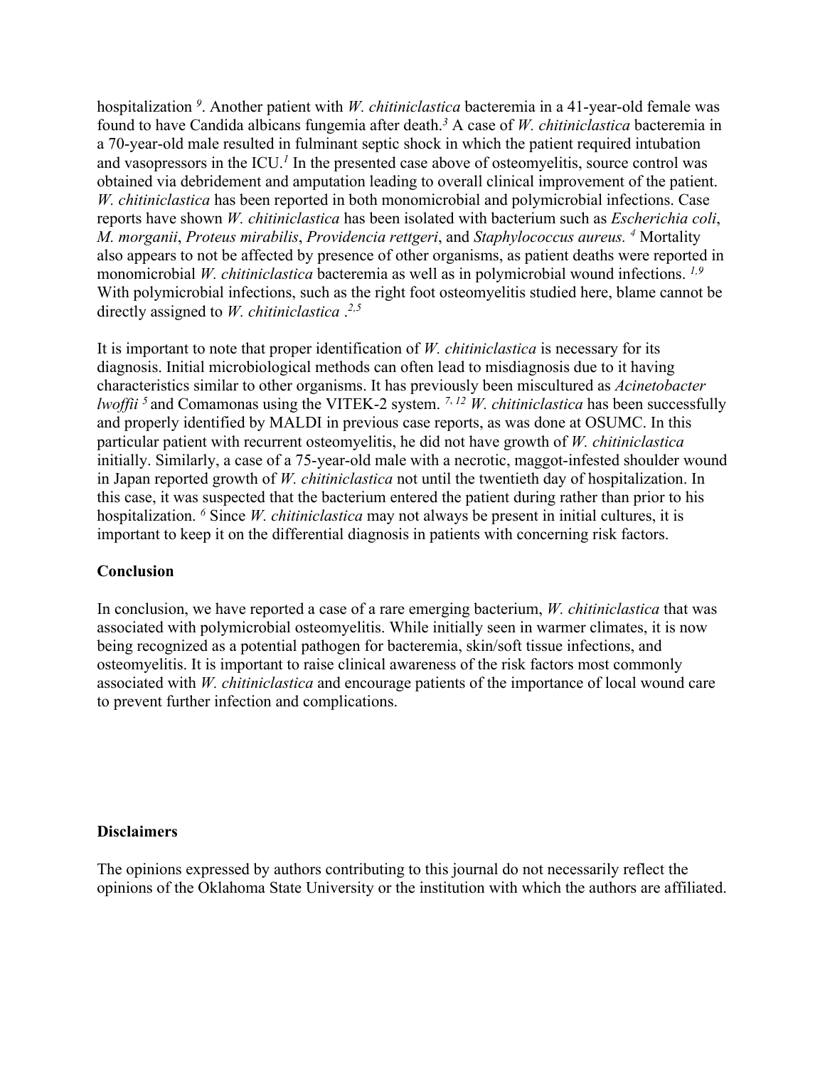hospitalization [9]. Another patient with *W. chitiniclastica* bacteremia in a 41-year-old female was found to have Candida albicans fungemia after death.[3] A case of *W. chitiniclastica* bacteremia in a 70-year-old male resulted in fulminant septic shock in which the patient required intubation and vasopressors in the ICU.[1] In the presented case above of osteomyelitis, source control was obtained via debridement and amputation leading to overall clinical improvement of the patient. *W. chitiniclastica* has been reported in both monomicrobial and polymicrobial infections. Case reports have shown *W. chitiniclastica* has been isolated with bacterium such as *Escherichia coli*, *M. morganii*, *Proteus mirabilis*, *Providencia rettgeri*, and *Staphylococcus aureus.* [4] Mortality also appears to not be affected by presence of other organisms, as patient deaths were reported in monomicrobial *W. chitiniclastica* bacteremia as well as in polymicrobial wound infections. [1,9] With polymicrobial infections, such as the right foot osteomyelitis studied here, blame cannot be directly assigned to *W. chitiniclastica* .[2,5]

It is important to note that proper identification of *W. chitiniclastica* is necessary for its diagnosis. Initial microbiological methods can often lead to misdiagnosis due to it having characteristics similar to other organisms. It has previously been miscultured as *Acinetobacter lwoffii* [5] and Comamonas using the VITEK-2 system. [7,12] *W. chitiniclastica* has been successfully and properly identified by MALDI in previous case reports, as was done at OSUMC. In this particular patient with recurrent osteomyelitis, he did not have growth of *W. chitiniclastica* initially. Similarly, a case of a 75-year-old male with a necrotic, maggot-infested shoulder wound in Japan reported growth of *W. chitiniclastica* not until the twentieth day of hospitalization. In this case, it was suspected that the bacterium entered the patient during rather than prior to his hospitalization. [6] Since *W. chitiniclastica* may not always be present in initial cultures, it is important to keep it on the differential diagnosis in patients with concerning risk factors.

**Conclusion**

In conclusion, we have reported a case of a rare emerging bacterium, *W. chitiniclastica* that was associated with polymicrobial osteomyelitis. While initially seen in warmer climates, it is now being recognized as a potential pathogen for bacteremia, skin/soft tissue infections, and osteomyelitis. It is important to raise clinical awareness of the risk factors most commonly associated with *W. chitiniclastica* and encourage patients of the importance of local wound care to prevent further infection and complications.

**Disclaimers**

The opinions expressed by authors contributing to this journal do not necessarily reflect the opinions of the Oklahoma State University or the institution with which the authors are affiliated.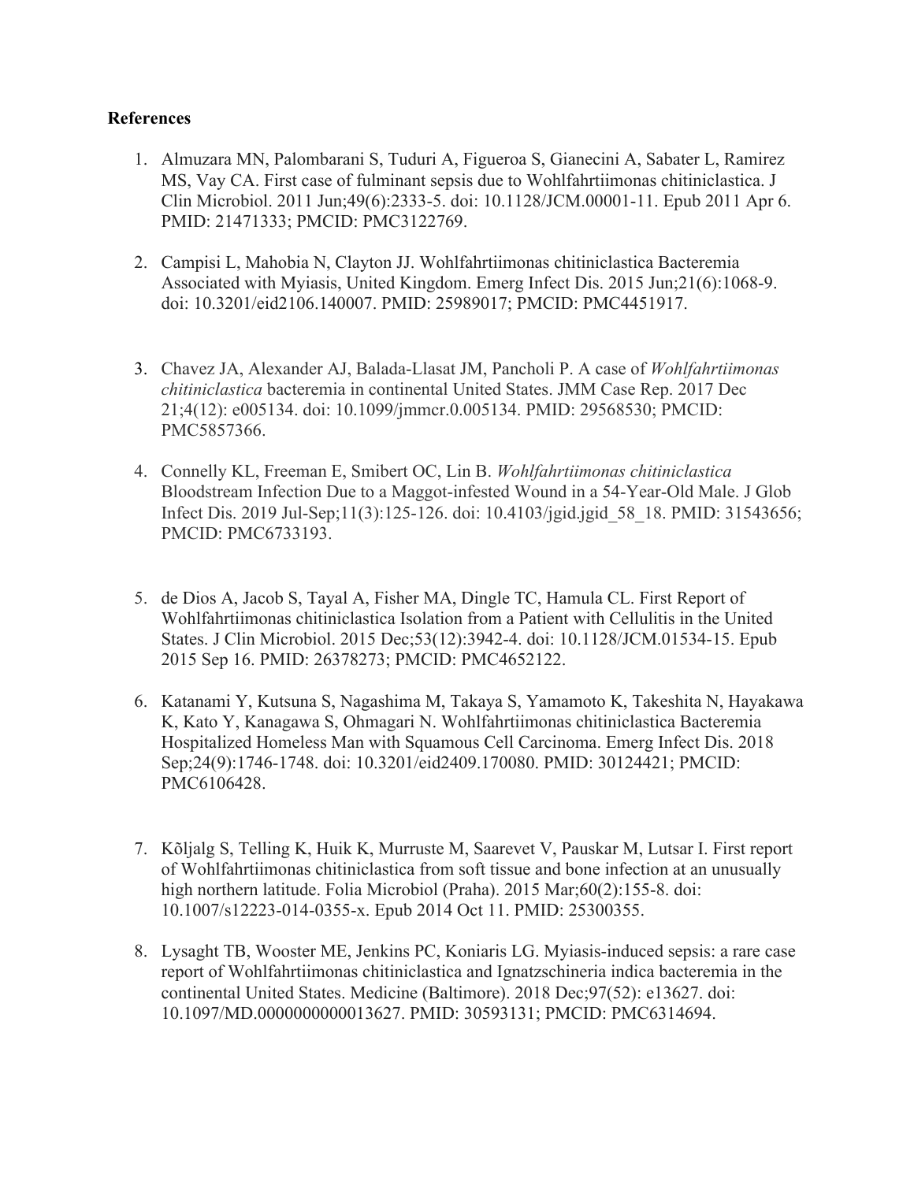**References**

1. Almuzara MN, Palombarani S, Tuduri A, Figueroa S, Gianecini A, Sabater L, Ramirez MS, Vay CA. First case of fulminant sepsis due to Wohlfahrtiimonas chitiniclastica. J Clin Microbiol. 2011 Jun;49(6):2333-5. doi: 10.1128/JCM.00001-11. Epub 2011 Apr 6. PMID: 21471333; PMCID: PMC3122769.

2. Campisi L, Mahobia N, Clayton JJ. Wohlfahrtiimonas chitiniclastica Bacteremia Associated with Myiasis, United Kingdom. Emerg Infect Dis. 2015 Jun;21(6):1068-9. doi: 10.3201/eid2106.140007. PMID: 25989017; PMCID: PMC4451917.

3. Chavez JA, Alexander AJ, Balada-Llasat JM, Pancholi P. A case of *Wohlfahrtiimonas chitiniclastica* bacteremia in continental United States. JMM Case Rep. 2017 Dec 21;4(12): e005134. doi: 10.1099/jmmcr.0.005134. PMID: 29568530; PMCID: PMC5857366.

4. Connelly KL, Freeman E, Smibert OC, Lin B. *Wohlfahrtiimonas chitiniclastica* Bloodstream Infection Due to a Maggot-infested Wound in a 54-Year-Old Male. J Glob Infect Dis. 2019 Jul-Sep;11(3):125-126. doi: 10.4103/jgid.jgid_58_18. PMID: 31543656; PMCID: PMC6733193.

5. de Dios A, Jacob S, Tayal A, Fisher MA, Dingle TC, Hamula CL. First Report of Wohlfahrtiimonas chitiniclastica Isolation from a Patient with Cellulitis in the United States. J Clin Microbiol. 2015 Dec;53(12):3942-4. doi: 10.1128/JCM.01534-15. Epub 2015 Sep 16. PMID: 26378273; PMCID: PMC4652122.

6. Katanami Y, Kutsuna S, Nagashima M, Takaya S, Yamamoto K, Takeshita N, Hayakawa K, Kato Y, Kanagawa S, Ohmagari N. Wohlfahrtiimonas chitiniclastica Bacteremia Hospitalized Homeless Man with Squamous Cell Carcinoma. Emerg Infect Dis. 2018 Sep;24(9):1746-1748. doi: 10.3201/eid2409.170080. PMID: 30124421; PMCID: PMC6106428.

7. Kõljalg S, Telling K, Huik K, Murruste M, Saarevet V, Pauskar M, Lutsar I. First report of Wohlfahrtiimonas chitiniclastica from soft tissue and bone infection at an unusually high northern latitude. Folia Microbiol (Praha). 2015 Mar;60(2):155-8. doi: 10.1007/s12223-014-0355-x. Epub 2014 Oct 11. PMID: 25300355.

8. Lysaght TB, Wooster ME, Jenkins PC, Koniaris LG. Myiasis-induced sepsis: a rare case report of Wohlfahrtiimonas chitiniclastica and Ignatzschineria indica bacteremia in the continental United States. Medicine (Baltimore). 2018 Dec;97(52): e13627. doi: 10.1097/MD.0000000000013627. PMID: 30593131; PMCID: PMC6314694.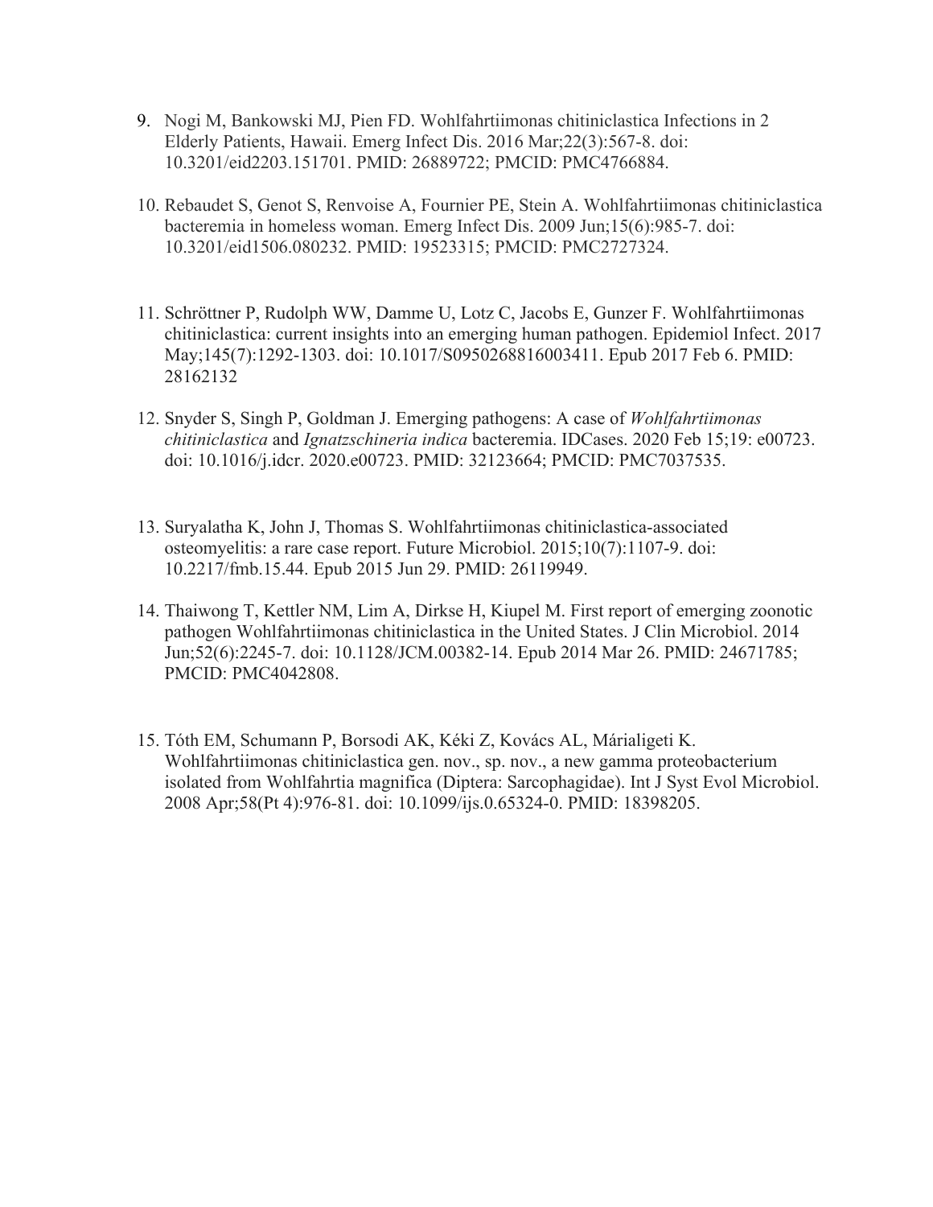9. Nogi M, Bankowski MJ, Pien FD. Wohlfahrtiimonas chitiniclastica Infections in 2 Elderly Patients, Hawaii. Emerg Infect Dis. 2016 Mar;22(3):567-8. doi: 10.3201/eid2203.151701. PMID: 26889722; PMCID: PMC4766884.

10. Rebaudet S, Genot S, Renvoise A, Fournier PE, Stein A. Wohlfahrtiimonas chitiniclastica bacteremia in homeless woman. Emerg Infect Dis. 2009 Jun;15(6):985-7. doi: 10.3201/eid1506.080232. PMID: 19523315; PMCID: PMC2727324.

11. Schröttner P, Rudolph WW, Damme U, Lotz C, Jacobs E, Gunzer F. Wohlfahrtiimonas chitiniclastica: current insights into an emerging human pathogen. Epidemiol Infect. 2017 May;145(7):1292-1303. doi: 10.1017/S0950268816003411. Epub 2017 Feb 6. PMID: 28162132

12. Snyder S, Singh P, Goldman J. Emerging pathogens: A case of *Wohlfahrtiimonas chitiniclastica* and *Ignatzschineria indica* bacteremia. IDCases. 2020 Feb 15;19: e00723. doi: 10.1016/j.idcr. 2020.e00723. PMID: 32123664; PMCID: PMC7037535.

13. Suryalatha K, John J, Thomas S. Wohlfahrtiimonas chitiniclastica-associated osteomyelitis: a rare case report. Future Microbiol. 2015;10(7):1107-9. doi: 10.2217/fmb.15.44. Epub 2015 Jun 29. PMID: 26119949.

14. Thaiwong T, Kettler NM, Lim A, Dirkse H, Kiupel M. First report of emerging zoonotic pathogen Wohlfahrtiimonas chitiniclastica in the United States. J Clin Microbiol. 2014 Jun;52(6):2245-7. doi: 10.1128/JCM.00382-14. Epub 2014 Mar 26. PMID: 24671785; PMCID: PMC4042808.

15. Tóth EM, Schumann P, Borsodi AK, Kéki Z, Kovács AL, Márialigeti K. Wohlfahrtiimonas chitiniclastica gen. nov., sp. nov., a new gamma proteobacterium isolated from Wohlfahrtia magnifica (Diptera: Sarcophagidae). Int J Syst Evol Microbiol. 2008 Apr;58(Pt 4):976-81. doi: 10.1099/ijs.0.65324-0. PMID: 18398205.